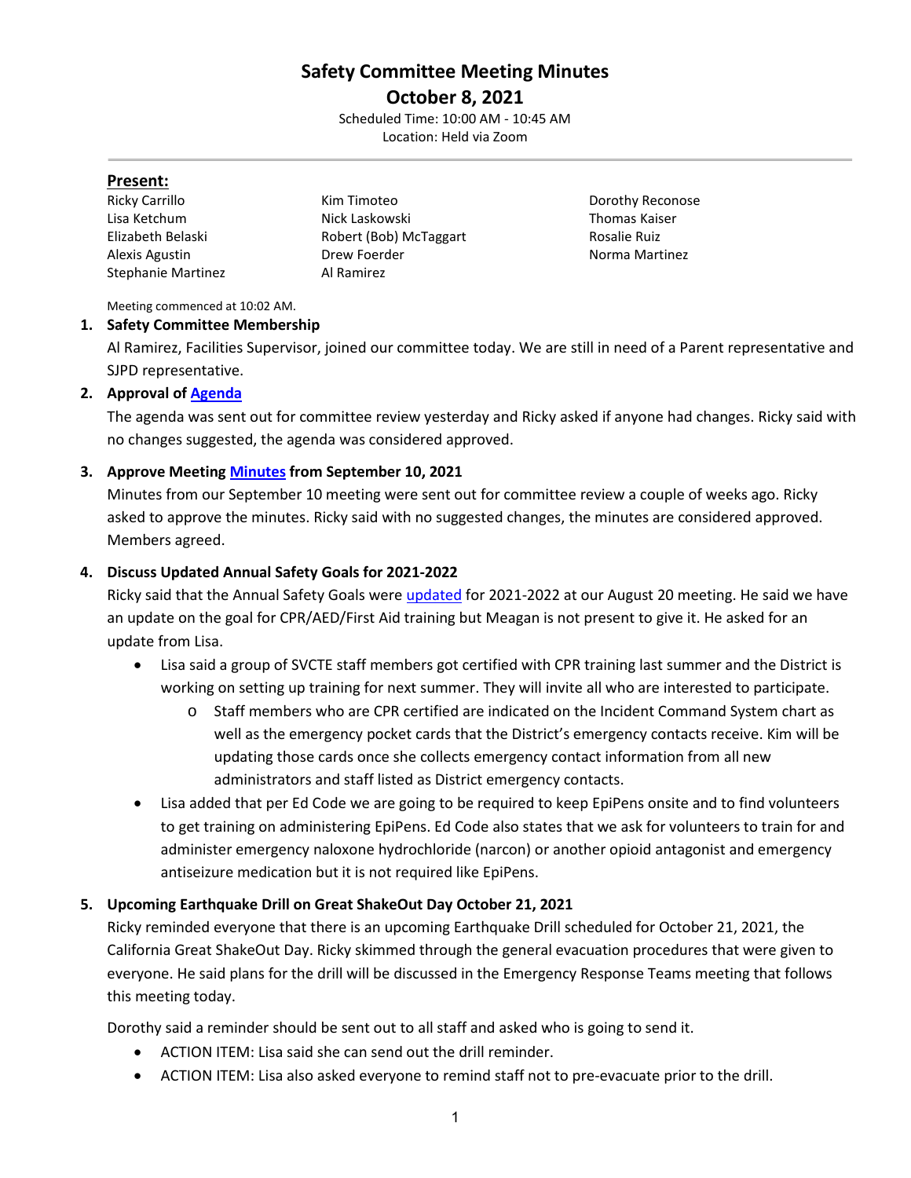# Safety Committee Meeting Minutes

## October 8, 2021

Scheduled Time: 10:00 AM - 10:45 AM
Location: Held via Zoom

**Present:**

Ricky Carrillo
Lisa Ketchum
Elizabeth Belaski
Alexis Agustin
Stephanie Martinez
Kim Timoteo
Nick Laskowski
Robert (Bob) McTaggart
Drew Foerder
Al Ramirez
Dorothy Reconose
Thomas Kaiser
Rosalie Ruiz
Norma Martinez

Meeting commenced at 10:02 AM.

1. **Safety Committee Membership**

   Al Ramirez, Facilities Supervisor, joined our committee today. We are still in need of a Parent representative and SJPD representative.

2. **Approval of Agenda**

   The agenda was sent out for committee review yesterday and Ricky asked if anyone had changes. Ricky said with no changes suggested, the agenda was considered approved.

3. **Approve Meeting Minutes from September 10, 2021**

   Minutes from our September 10 meeting were sent out for committee review a couple of weeks ago. Ricky asked to approve the minutes. Ricky said with no suggested changes, the minutes are considered approved. Members agreed.

4. **Discuss Updated Annual Safety Goals for 2021-2022**

   Ricky said that the Annual Safety Goals were updated for 2021-2022 at our August 20 meeting. He said we have an update on the goal for CPR/AED/First Aid training but Meagan is not present to give it. He asked for an update from Lisa.

   - Lisa said a group of SVCTE staff members got certified with CPR training last summer and the District is working on setting up training for next summer. They will invite all who are interested to participate.
     - Staff members who are CPR certified are indicated on the Incident Command System chart as well as the emergency pocket cards that the District's emergency contacts receive. Kim will be updating those cards once she collects emergency contact information from all new administrators and staff listed as District emergency contacts.
   - Lisa added that per Ed Code we are going to be required to keep EpiPens onsite and to find volunteers to get training on administering EpiPens. Ed Code also states that we ask for volunteers to train for and administer emergency naloxone hydrochloride (narcon) or another opioid antagonist and emergency antiseizure medication but it is not required like EpiPens.

5. **Upcoming Earthquake Drill on Great ShakeOut Day October 21, 2021**

   Ricky reminded everyone that there is an upcoming Earthquake Drill scheduled for October 21, 2021, the California Great ShakeOut Day. Ricky skimmed through the general evacuation procedures that were given to everyone. He said plans for the drill will be discussed in the Emergency Response Teams meeting that follows this meeting today.

   Dorothy said a reminder should be sent out to all staff and asked who is going to send it.

   - ACTION ITEM: Lisa said she can send out the drill reminder.
   - ACTION ITEM: Lisa also asked everyone to remind staff not to pre-evacuate prior to the drill.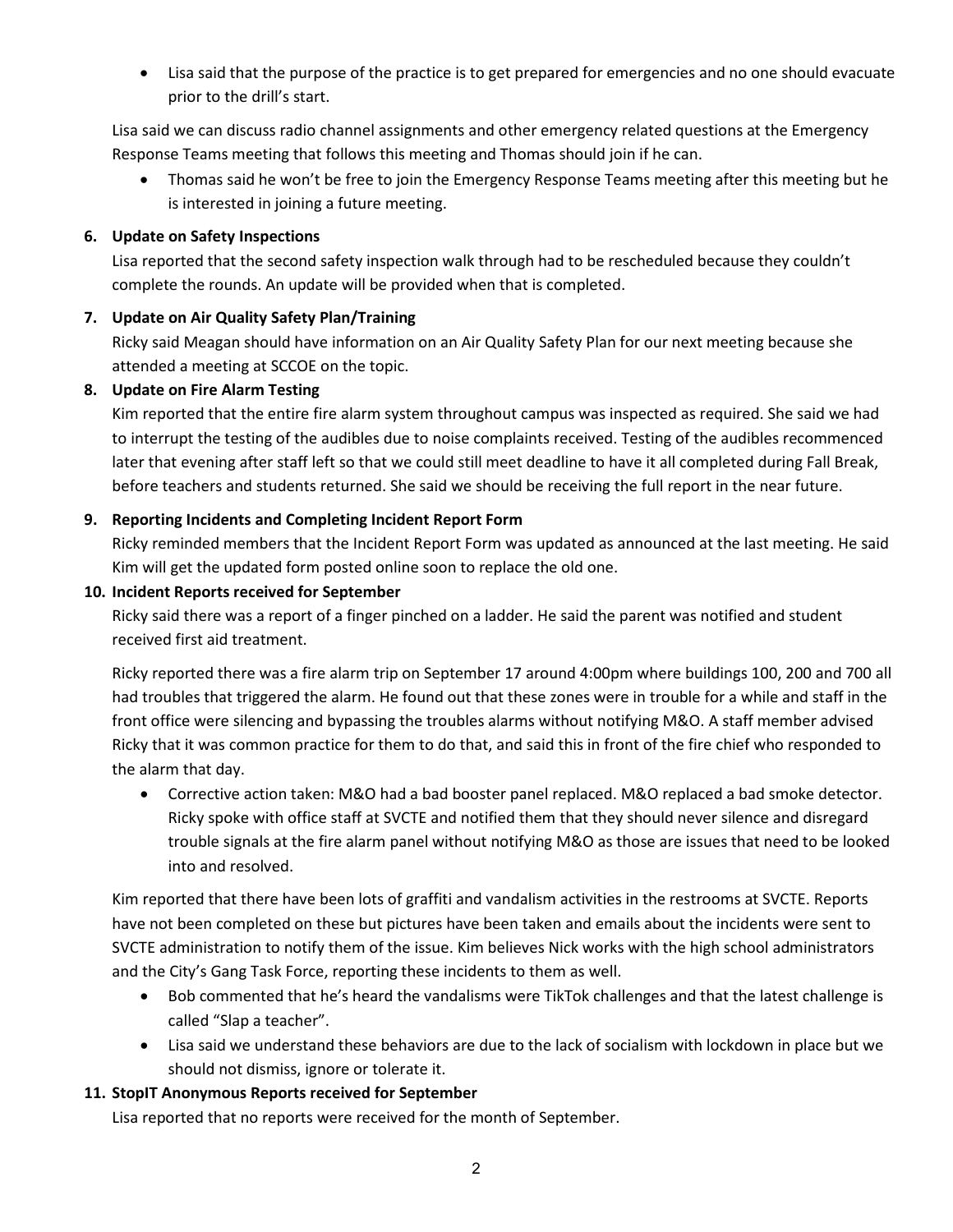- Lisa said that the purpose of the practice is to get prepared for emergencies and no one should evacuate prior to the drill's start.

Lisa said we can discuss radio channel assignments and other emergency related questions at the Emergency Response Teams meeting that follows this meeting and Thomas should join if he can.

- Thomas said he won't be free to join the Emergency Response Teams meeting after this meeting but he is interested in joining a future meeting.

**6. Update on Safety Inspections**

Lisa reported that the second safety inspection walk through had to be rescheduled because they couldn't complete the rounds. An update will be provided when that is completed.

**7. Update on Air Quality Safety Plan/Training**

Ricky said Meagan should have information on an Air Quality Safety Plan for our next meeting because she attended a meeting at SCCOE on the topic.

**8. Update on Fire Alarm Testing**

Kim reported that the entire fire alarm system throughout campus was inspected as required. She said we had to interrupt the testing of the audibles due to noise complaints received. Testing of the audibles recommenced later that evening after staff left so that we could still meet deadline to have it all completed during Fall Break, before teachers and students returned. She said we should be receiving the full report in the near future.

**9. Reporting Incidents and Completing Incident Report Form**

Ricky reminded members that the Incident Report Form was updated as announced at the last meeting. He said Kim will get the updated form posted online soon to replace the old one.

**10. Incident Reports received for September**

Ricky said there was a report of a finger pinched on a ladder. He said the parent was notified and student received first aid treatment.

Ricky reported there was a fire alarm trip on September 17 around 4:00pm where buildings 100, 200 and 700 all had troubles that triggered the alarm. He found out that these zones were in trouble for a while and staff in the front office were silencing and bypassing the troubles alarms without notifying M&O. A staff member advised Ricky that it was common practice for them to do that, and said this in front of the fire chief who responded to the alarm that day.

- Corrective action taken: M&O had a bad booster panel replaced. M&O replaced a bad smoke detector. Ricky spoke with office staff at SVCTE and notified them that they should never silence and disregard trouble signals at the fire alarm panel without notifying M&O as those are issues that need to be looked into and resolved.

Kim reported that there have been lots of graffiti and vandalism activities in the restrooms at SVCTE. Reports have not been completed on these but pictures have been taken and emails about the incidents were sent to SVCTE administration to notify them of the issue. Kim believes Nick works with the high school administrators and the City's Gang Task Force, reporting these incidents to them as well.

- Bob commented that he's heard the vandalisms were TikTok challenges and that the latest challenge is called "Slap a teacher".
- Lisa said we understand these behaviors are due to the lack of socialism with lockdown in place but we should not dismiss, ignore or tolerate it.

**11. StopIT Anonymous Reports received for September**

Lisa reported that no reports were received for the month of September.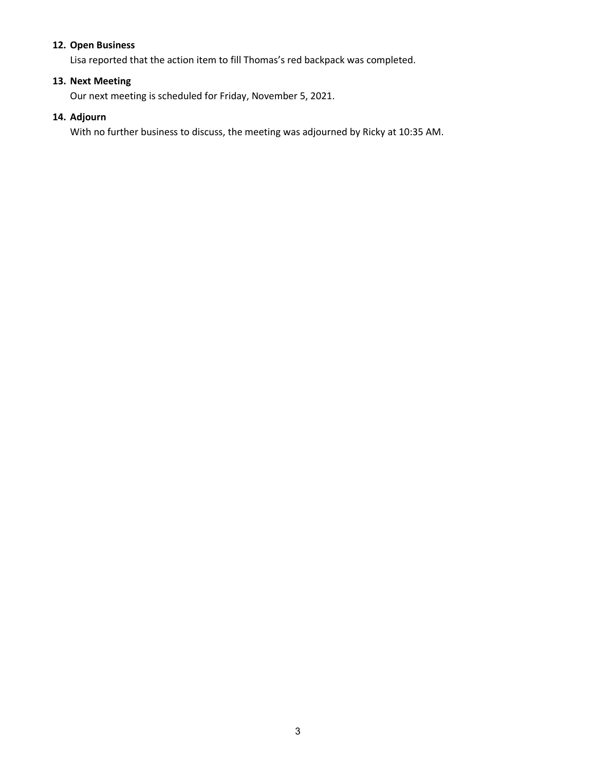**12. Open Business**

Lisa reported that the action item to fill Thomas's red backpack was completed.

**13. Next Meeting**

Our next meeting is scheduled for Friday, November 5, 2021.

**14. Adjourn**

With no further business to discuss, the meeting was adjourned by Ricky at 10:35 AM.